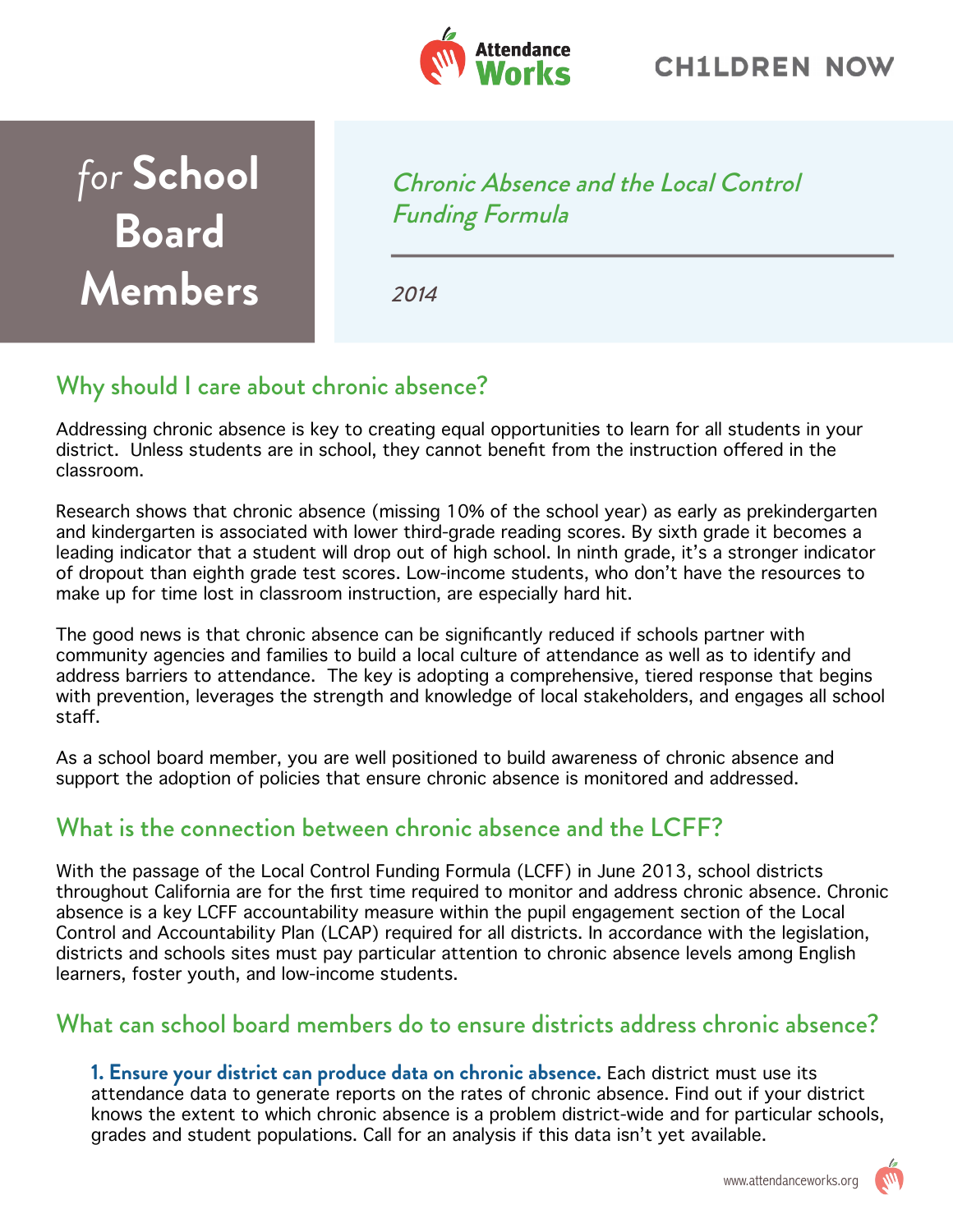Attendance Works

CH1LDREN NOW

# *for* School Board Members

*Chronic Absence and the Local Control Funding Formula*

*2014*

## Why should I care about chronic absence?

Addressing chronic absence is key to creating equal opportunities to learn for all students in your district. Unless students are in school, they cannot benefit from the instruction offered in the classroom.

Research shows that chronic absence (missing 10% of the school year) as early as prekindergarten and kindergarten is associated with lower third-grade reading scores. By sixth grade it becomes a leading indicator that a student will drop out of high school. In ninth grade, it's a stronger indicator of dropout than eighth grade test scores. Low-income students, who don't have the resources to make up for time lost in classroom instruction, are especially hard hit.

The good news is that chronic absence can be significantly reduced if schools partner with community agencies and families to build a local culture of attendance as well as to identify and address barriers to attendance. The key is adopting a comprehensive, tiered response that begins with prevention, leverages the strength and knowledge of local stakeholders, and engages all school staff.

As a school board member, you are well positioned to build awareness of chronic absence and support the adoption of policies that ensure chronic absence is monitored and addressed.

## What is the connection between chronic absence and the LCFF?

With the passage of the Local Control Funding Formula (LCFF) in June 2013, school districts throughout California are for the first time required to monitor and address chronic absence. Chronic absence is a key LCFF accountability measure within the pupil engagement section of the Local Control and Accountability Plan (LCAP) required for all districts. In accordance with the legislation, districts and schools sites must pay particular attention to chronic absence levels among English learners, foster youth, and low-income students.

## What can school board members do to ensure districts address chronic absence?

**1. Ensure your district can produce data on chronic absence.** Each district must use its attendance data to generate reports on the rates of chronic absence. Find out if your district knows the extent to which chronic absence is a problem district-wide and for particular schools, grades and student populations. Call for an analysis if this data isn't yet available.

www.attendanceworks.org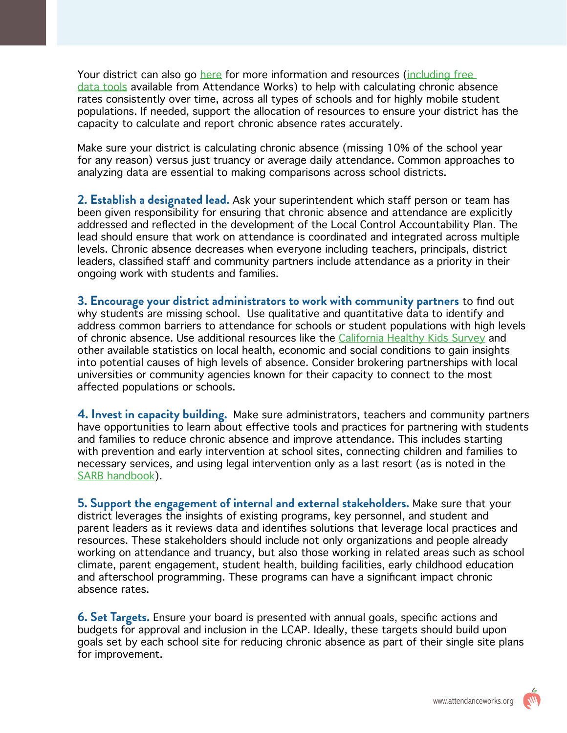Your district can also go [here](#) for more information and resources ([including free data tools](#) available from Attendance Works) to help with calculating chronic absence rates consistently over time, across all types of schools and for highly mobile student populations. If needed, support the allocation of resources to ensure your district has the capacity to calculate and report chronic absence rates accurately.

Make sure your district is calculating chronic absence (missing 10% of the school year for any reason) versus just truancy or average daily attendance. Common approaches to analyzing data are essential to making comparisons across school districts.

**2. Establish a designated lead.** Ask your superintendent which staff person or team has been given responsibility for ensuring that chronic absence and attendance are explicitly addressed and reflected in the development of the Local Control Accountability Plan. The lead should ensure that work on attendance is coordinated and integrated across multiple levels. Chronic absence decreases when everyone including teachers, principals, district leaders, classified staff and community partners include attendance as a priority in their ongoing work with students and families.

**3. Encourage your district administrators to work with community partners** to find out why students are missing school. Use qualitative and quantitative data to identify and address common barriers to attendance for schools or student populations with high levels of chronic absence. Use additional resources like the [California Healthy Kids Survey](#) and other available statistics on local health, economic and social conditions to gain insights into potential causes of high levels of absence. Consider brokering partnerships with local universities or community agencies known for their capacity to connect to the most affected populations or schools.

**4. Invest in capacity building.** Make sure administrators, teachers and community partners have opportunities to learn about effective tools and practices for partnering with students and families to reduce chronic absence and improve attendance. This includes starting with prevention and early intervention at school sites, connecting children and families to necessary services, and using legal intervention only as a last resort (as is noted in the [SARB handbook](#)).

**5. Support the engagement of internal and external stakeholders.** Make sure that your district leverages the insights of existing programs, key personnel, and student and parent leaders as it reviews data and identifies solutions that leverage local practices and resources. These stakeholders should include not only organizations and people already working on attendance and truancy, but also those working in related areas such as school climate, parent engagement, student health, building facilities, early childhood education and afterschool programming. These programs can have a significant impact chronic absence rates.

**6. Set Targets.** Ensure your board is presented with annual goals, specific actions and budgets for approval and inclusion in the LCAP. Ideally, these targets should build upon goals set by each school site for reducing chronic absence as part of their single site plans for improvement.